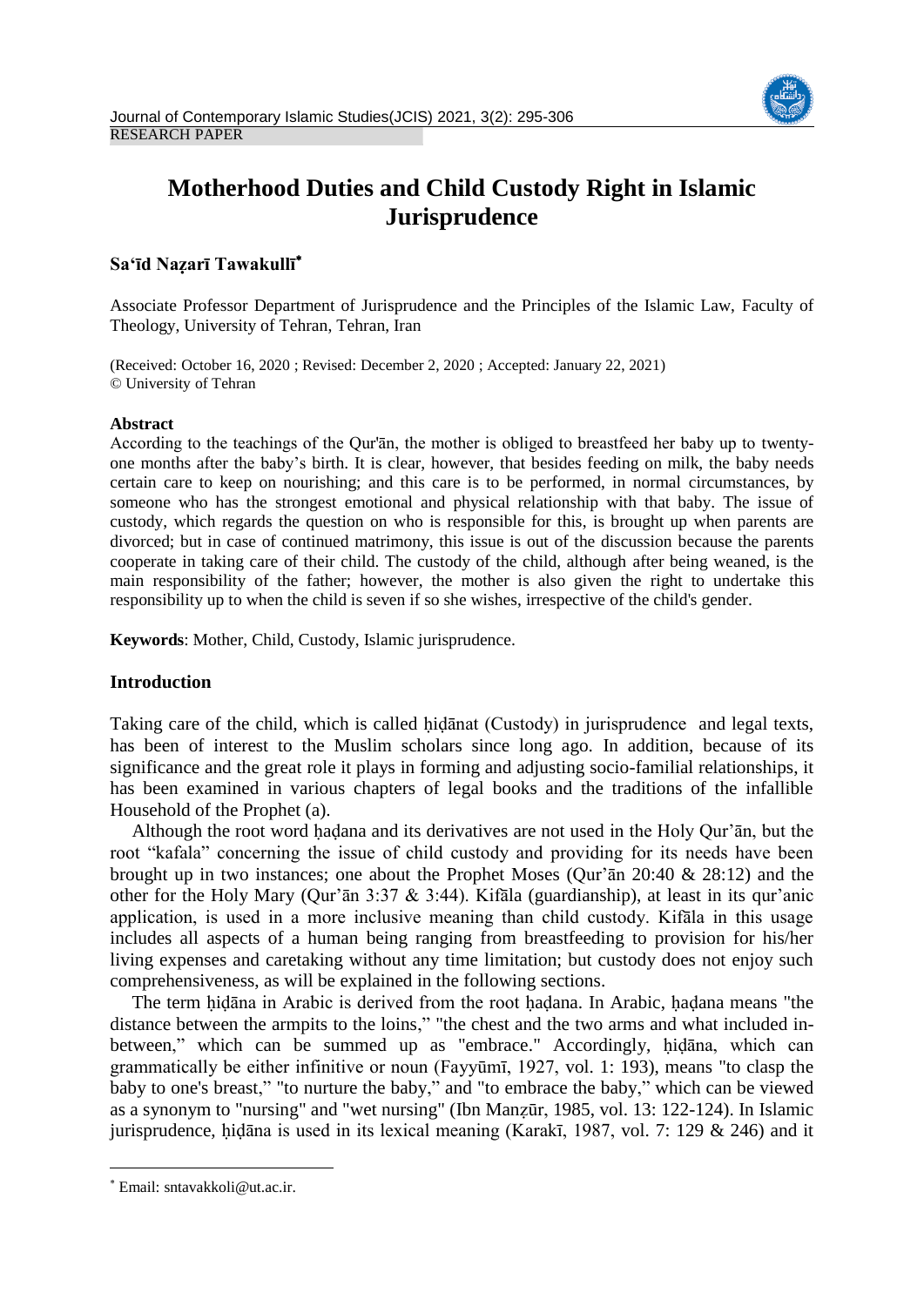RESEARCH PAPER

# Motherhood Duties and Child Custody Right in Islamic Jurisprudence

**Sa'īd Naẓarī Tawakullī**[*]

Associate Professor Department of Jurisprudence and the Principles of the Islamic Law, Faculty of Theology, University of Tehran, Tehran, Iran

(Received: October 16, 2020 ; Revised: December 2, 2020 ; Accepted: January 22, 2021)
© University of Tehran

**Abstract**

According to the teachings of the Qur'ān, the mother is obliged to breastfeed her baby up to twenty-one months after the baby's birth. It is clear, however, that besides feeding on milk, the baby needs certain care to keep on nourishing; and this care is to be performed, in normal circumstances, by someone who has the strongest emotional and physical relationship with that baby. The issue of custody, which regards the question on who is responsible for this, is brought up when parents are divorced; but in case of continued matrimony, this issue is out of the discussion because the parents cooperate in taking care of their child. The custody of the child, although after being weaned, is the main responsibility of the father; however, the mother is also given the right to undertake this responsibility up to when the child is seven if so she wishes, irrespective of the child's gender.

**Keywords**: Mother, Child, Custody, Islamic jurisprudence.

## Introduction

Taking care of the child, which is called ḥiḍānat (Custody) in jurisprudence and legal texts, has been of interest to the Muslim scholars since long ago. In addition, because of its significance and the great role it plays in forming and adjusting socio-familial relationships, it has been examined in various chapters of legal books and the traditions of the infallible Household of the Prophet (a).

Although the root word ḥaḍana and its derivatives are not used in the Holy Qur'ān, but the root "kafala" concerning the issue of child custody and providing for its needs have been brought up in two instances; one about the Prophet Moses (Qur'ān 20:40 & 28:12) and the other for the Holy Mary (Qur'ān 3:37 & 3:44). Kifāla (guardianship), at least in its qur'anic application, is used in a more inclusive meaning than child custody. Kifāla in this usage includes all aspects of a human being ranging from breastfeeding to provision for his/her living expenses and caretaking without any time limitation; but custody does not enjoy such comprehensiveness, as will be explained in the following sections.

The term ḥiḍāna in Arabic is derived from the root ḥaḍana. In Arabic, ḥaḍana means "the distance between the armpits to the loins," "the chest and the two arms and what included in-between," which can be summed up as "embrace." Accordingly, ḥiḍāna, which can grammatically be either infinitive or noun (Fayyūmī, 1927, vol. 1: 193), means "to clasp the baby to one's breast," "to nurture the baby," and "to embrace the baby," which can be viewed as a synonym to "nursing" and "wet nursing" (Ibn Manẓūr, 1985, vol. 13: 122-124). In Islamic jurisprudence, ḥiḍāna is used in its lexical meaning (Karakī, 1987, vol. 7: 129 & 246) and it

---

[*] Email: sntavakkoli@ut.ac.ir.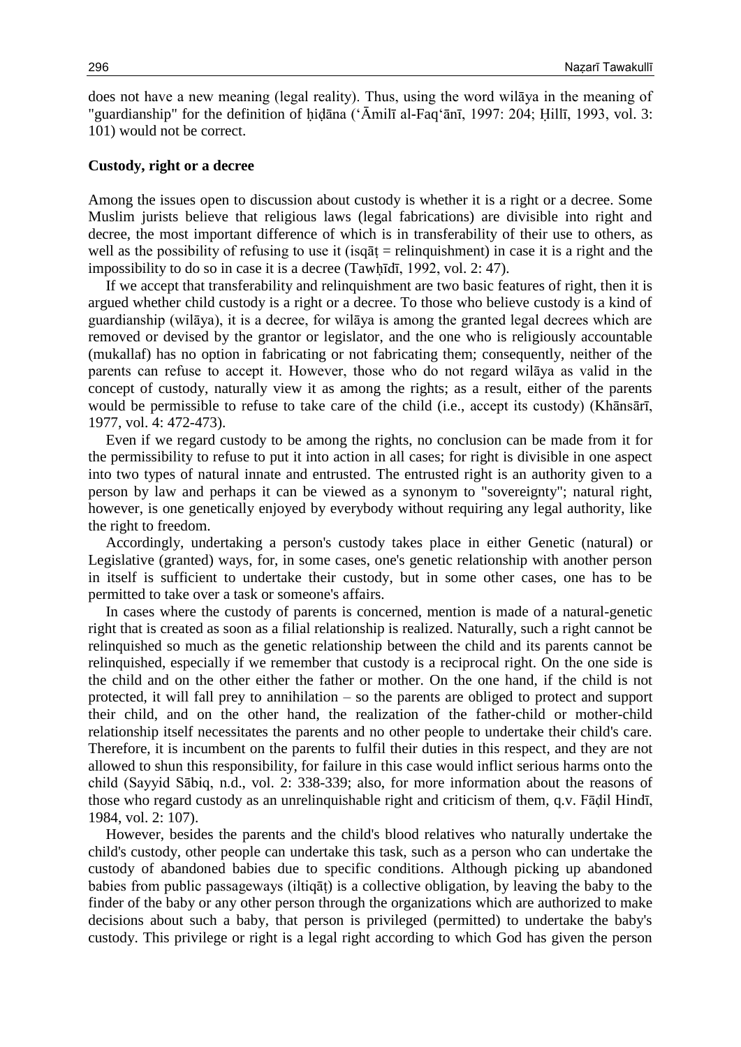does not have a new meaning (legal reality). Thus, using the word wilāya in the meaning of "guardianship" for the definition of ḥiḍāna (ʻĀmilī al-Faqʻānī, 1997: 204; Ḥillī, 1993, vol. 3: 101) would not be correct.

## Custody, right or a decree

Among the issues open to discussion about custody is whether it is a right or a decree. Some Muslim jurists believe that religious laws (legal fabrications) are divisible into right and decree, the most important difference of which is in transferability of their use to others, as well as the possibility of refusing to use it (isqāṭ = relinquishment) in case it is a right and the impossibility to do so in case it is a decree (Tawḥīdī, 1992, vol. 2: 47).

If we accept that transferability and relinquishment are two basic features of right, then it is argued whether child custody is a right or a decree. To those who believe custody is a kind of guardianship (wilāya), it is a decree, for wilāya is among the granted legal decrees which are removed or devised by the grantor or legislator, and the one who is religiously accountable (mukallaf) has no option in fabricating or not fabricating them; consequently, neither of the parents can refuse to accept it. However, those who do not regard wilāya as valid in the concept of custody, naturally view it as among the rights; as a result, either of the parents would be permissible to refuse to take care of the child (i.e., accept its custody) (Khānsārī, 1977, vol. 4: 472-473).

Even if we regard custody to be among the rights, no conclusion can be made from it for the permissibility to refuse to put it into action in all cases; for right is divisible in one aspect into two types of natural innate and entrusted. The entrusted right is an authority given to a person by law and perhaps it can be viewed as a synonym to "sovereignty"; natural right, however, is one genetically enjoyed by everybody without requiring any legal authority, like the right to freedom.

Accordingly, undertaking a person's custody takes place in either Genetic (natural) or Legislative (granted) ways, for, in some cases, one's genetic relationship with another person in itself is sufficient to undertake their custody, but in some other cases, one has to be permitted to take over a task or someone's affairs.

In cases where the custody of parents is concerned, mention is made of a natural-genetic right that is created as soon as a filial relationship is realized. Naturally, such a right cannot be relinquished so much as the genetic relationship between the child and its parents cannot be relinquished, especially if we remember that custody is a reciprocal right. On the one side is the child and on the other either the father or mother. On the one hand, if the child is not protected, it will fall prey to annihilation – so the parents are obliged to protect and support their child, and on the other hand, the realization of the father-child or mother-child relationship itself necessitates the parents and no other people to undertake their child's care. Therefore, it is incumbent on the parents to fulfil their duties in this respect, and they are not allowed to shun this responsibility, for failure in this case would inflict serious harms onto the child (Sayyid Sābiq, n.d., vol. 2: 338-339; also, for more information about the reasons of those who regard custody as an unrelinquishable right and criticism of them, q.v. Fāḍil Hindī, 1984, vol. 2: 107).

However, besides the parents and the child's blood relatives who naturally undertake the child's custody, other people can undertake this task, such as a person who can undertake the custody of abandoned babies due to specific conditions. Although picking up abandoned babies from public passageways (iltiqāṭ) is a collective obligation, by leaving the baby to the finder of the baby or any other person through the organizations which are authorized to make decisions about such a baby, that person is privileged (permitted) to undertake the baby's custody. This privilege or right is a legal right according to which God has given the person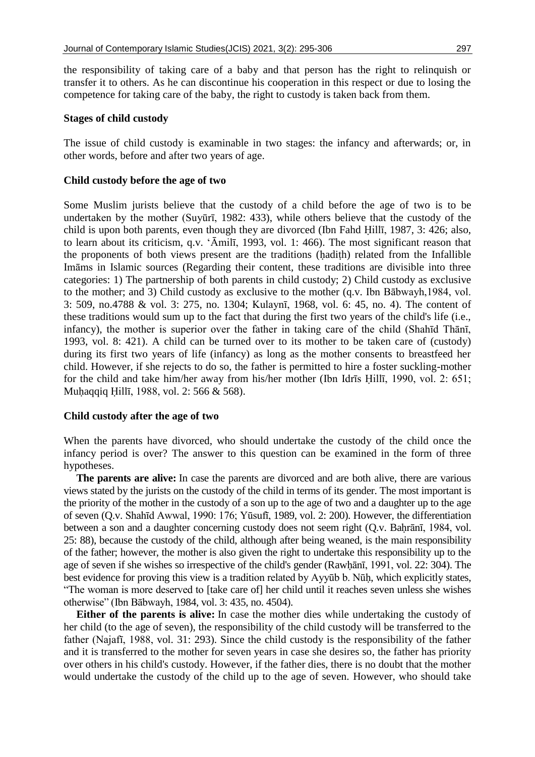the responsibility of taking care of a baby and that person has the right to relinquish or transfer it to others. As he can discontinue his cooperation in this respect or due to losing the competence for taking care of the baby, the right to custody is taken back from them.

### Stages of child custody

The issue of child custody is examinable in two stages: the infancy and afterwards; or, in other words, before and after two years of age.

### Child custody before the age of two

Some Muslim jurists believe that the custody of a child before the age of two is to be undertaken by the mother (Suyūrī, 1982: 433), while others believe that the custody of the child is upon both parents, even though they are divorced (Ibn Fahd Ḥillī, 1987, 3: 426; also, to learn about its criticism, q.v. ʻĀmilī, 1993, vol. 1: 466). The most significant reason that the proponents of both views present are the traditions (ḥadiṭh) related from the Infallible Imāms in Islamic sources (Regarding their content, these traditions are divisible into three categories: 1) The partnership of both parents in child custody; 2) Child custody as exclusive to the mother; and 3) Child custody as exclusive to the mother (q.v. Ibn Bābwayh,1984, vol. 3: 509, no.4788 & vol. 3: 275, no. 1304; Kulaynī, 1968, vol. 6: 45, no. 4). The content of these traditions would sum up to the fact that during the first two years of the child's life (i.e., infancy), the mother is superior over the father in taking care of the child (Shahīd Thānī, 1993, vol. 8: 421). A child can be turned over to its mother to be taken care of (custody) during its first two years of life (infancy) as long as the mother consents to breastfeed her child. However, if she rejects to do so, the father is permitted to hire a foster suckling-mother for the child and take him/her away from his/her mother (Ibn Idrīs Ḥillī, 1990, vol. 2: 651; Muḥaqqiq Ḥillī, 1988, vol. 2: 566 & 568).

### Child custody after the age of two

When the parents have divorced, who should undertake the custody of the child once the infancy period is over? The answer to this question can be examined in the form of three hypotheses.

**The parents are alive:** In case the parents are divorced and are both alive, there are various views stated by the jurists on the custody of the child in terms of its gender. The most important is the priority of the mother in the custody of a son up to the age of two and a daughter up to the age of seven (Q.v. Shahīd Awwal, 1990: 176; Yūsufī, 1989, vol. 2: 200). However, the differentiation between a son and a daughter concerning custody does not seem right (Q.v. Baḥrānī, 1984, vol. 25: 88), because the custody of the child, although after being weaned, is the main responsibility of the father; however, the mother is also given the right to undertake this responsibility up to the age of seven if she wishes so irrespective of the child's gender (Rawḥānī, 1991, vol. 22: 304). The best evidence for proving this view is a tradition related by Ayyūb b. Nūḥ, which explicitly states, "The woman is more deserved to [take care of] her child until it reaches seven unless she wishes otherwise" (Ibn Bābwayh, 1984, vol. 3: 435, no. 4504).

**Either of the parents is alive:** In case the mother dies while undertaking the custody of her child (to the age of seven), the responsibility of the child custody will be transferred to the father (Najafī, 1988, vol. 31: 293). Since the child custody is the responsibility of the father and it is transferred to the mother for seven years in case she desires so, the father has priority over others in his child's custody. However, if the father dies, there is no doubt that the mother would undertake the custody of the child up to the age of seven. However, who should take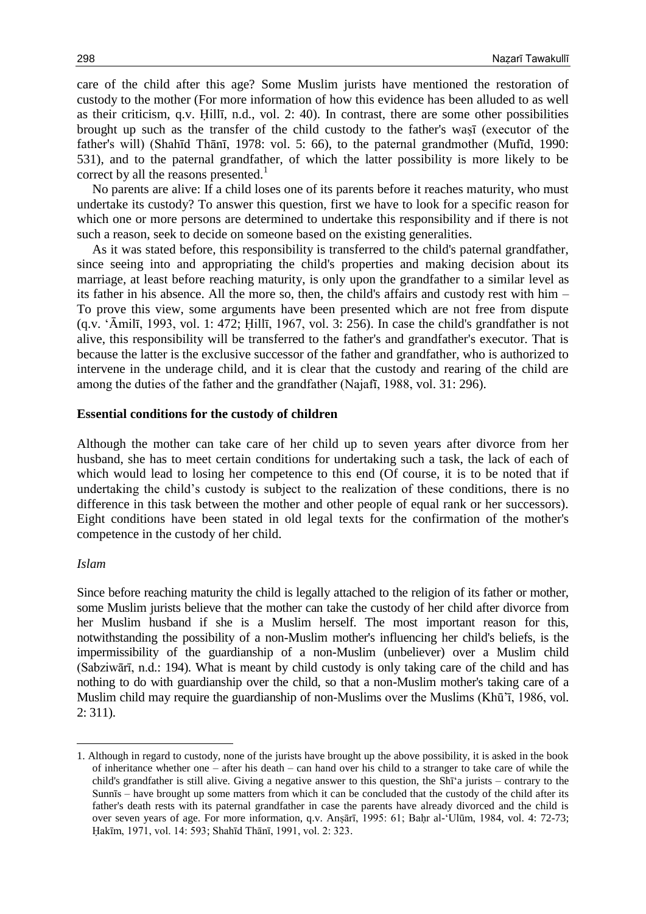care of the child after this age? Some Muslim jurists have mentioned the restoration of custody to the mother (For more information of how this evidence has been alluded to as well as their criticism, q.v. Ḥillī, n.d., vol. 2: 40). In contrast, there are some other possibilities brought up such as the transfer of the child custody to the father's waṣī (executor of the father's will) (Shahīd Thānī, 1978: vol. 5: 66), to the paternal grandmother (Mufīd, 1990: 531), and to the paternal grandfather, of which the latter possibility is more likely to be correct by all the reasons presented.[1]

No parents are alive: If a child loses one of its parents before it reaches maturity, who must undertake its custody? To answer this question, first we have to look for a specific reason for which one or more persons are determined to undertake this responsibility and if there is not such a reason, seek to decide on someone based on the existing generalities.

As it was stated before, this responsibility is transferred to the child's paternal grandfather, since seeing into and appropriating the child's properties and making decision about its marriage, at least before reaching maturity, is only upon the grandfather to a similar level as its father in his absence. All the more so, then, the child's affairs and custody rest with him – To prove this view, some arguments have been presented which are not free from dispute (q.v. ʻĀmilī, 1993, vol. 1: 472; Ḥillī, 1967, vol. 3: 256). In case the child's grandfather is not alive, this responsibility will be transferred to the father's and grandfather's executor. That is because the latter is the exclusive successor of the father and grandfather, who is authorized to intervene in the underage child, and it is clear that the custody and rearing of the child are among the duties of the father and the grandfather (Najafī, 1988, vol. 31: 296).

## Essential conditions for the custody of children

Although the mother can take care of her child up to seven years after divorce from her husband, she has to meet certain conditions for undertaking such a task, the lack of each of which would lead to losing her competence to this end (Of course, it is to be noted that if undertaking the child's custody is subject to the realization of these conditions, there is no difference in this task between the mother and other people of equal rank or her successors). Eight conditions have been stated in old legal texts for the confirmation of the mother's competence in the custody of her child.

### *Islam*

Since before reaching maturity the child is legally attached to the religion of its father or mother, some Muslim jurists believe that the mother can take the custody of her child after divorce from her Muslim husband if she is a Muslim herself. The most important reason for this, notwithstanding the possibility of a non-Muslim mother's influencing her child's beliefs, is the impermissibility of the guardianship of a non-Muslim (unbeliever) over a Muslim child (Sabziwārī, n.d.: 194). What is meant by child custody is only taking care of the child and has nothing to do with guardianship over the child, so that a non-Muslim mother's taking care of a Muslim child may require the guardianship of non-Muslims over the Muslims (Khū'ī, 1986, vol. 2: 311).

---

1. Although in regard to custody, none of the jurists have brought up the above possibility, it is asked in the book of inheritance whether one – after his death – can hand over his child to a stranger to take care of while the child's grandfather is still alive. Giving a negative answer to this question, the Shī'a jurists – contrary to the Sunnīs – have brought up some matters from which it can be concluded that the custody of the child after its father's death rests with its paternal grandfather in case the parents have already divorced and the child is over seven years of age. For more information, q.v. Anṣārī, 1995: 61; Baḥr al-'Ulūm, 1984, vol. 4: 72-73; Ḥakīm, 1971, vol. 14: 593; Shahīd Thānī, 1991, vol. 2: 323.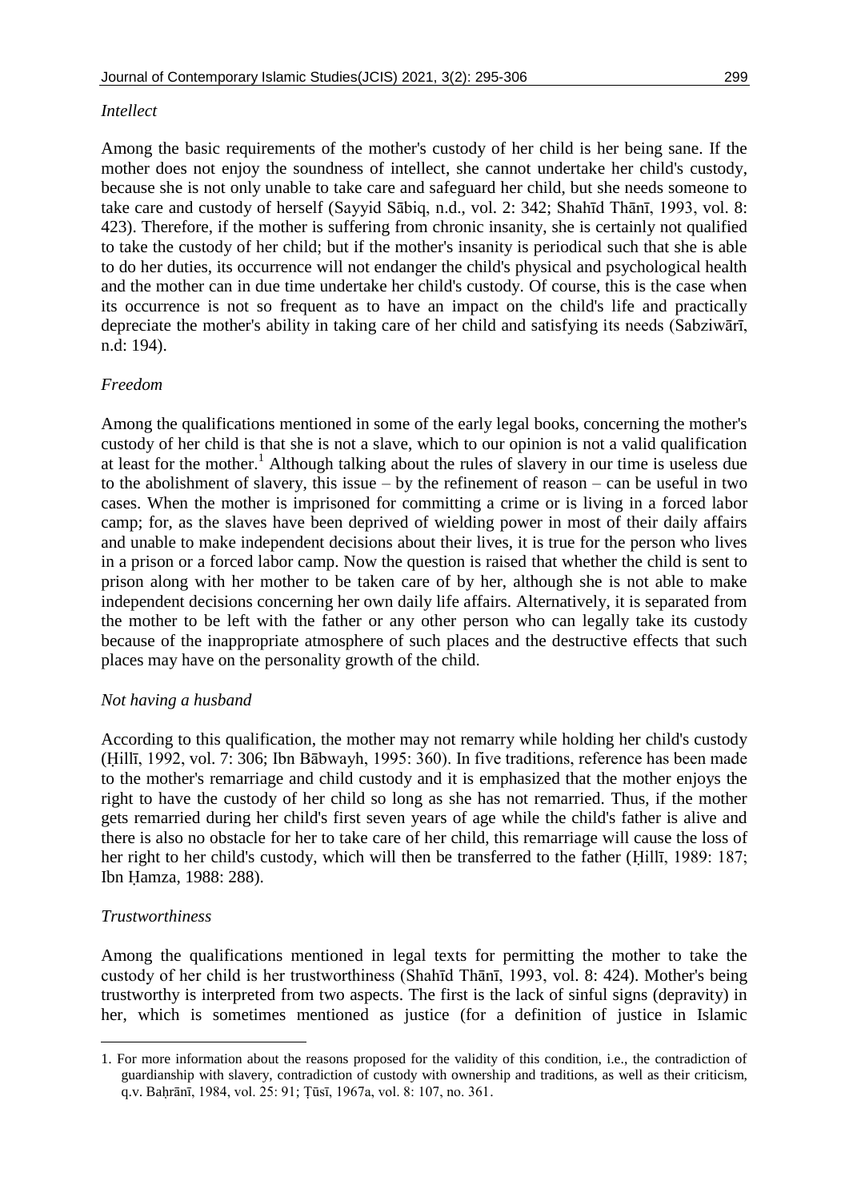*Intellect*

Among the basic requirements of the mother's custody of her child is her being sane. If the mother does not enjoy the soundness of intellect, she cannot undertake her child's custody, because she is not only unable to take care and safeguard her child, but she needs someone to take care and custody of herself (Sayyid Sābiq, n.d., vol. 2: 342; Shahīd Thānī, 1993, vol. 8: 423). Therefore, if the mother is suffering from chronic insanity, she is certainly not qualified to take the custody of her child; but if the mother's insanity is periodical such that she is able to do her duties, its occurrence will not endanger the child's physical and psychological health and the mother can in due time undertake her child's custody. Of course, this is the case when its occurrence is not so frequent as to have an impact on the child's life and practically depreciate the mother's ability in taking care of her child and satisfying its needs (Sabziwārī, n.d: 194).

*Freedom*

Among the qualifications mentioned in some of the early legal books, concerning the mother's custody of her child is that she is not a slave, which to our opinion is not a valid qualification at least for the mother.[1] Although talking about the rules of slavery in our time is useless due to the abolishment of slavery, this issue – by the refinement of reason – can be useful in two cases. When the mother is imprisoned for committing a crime or is living in a forced labor camp; for, as the slaves have been deprived of wielding power in most of their daily affairs and unable to make independent decisions about their lives, it is true for the person who lives in a prison or a forced labor camp. Now the question is raised that whether the child is sent to prison along with her mother to be taken care of by her, although she is not able to make independent decisions concerning her own daily life affairs. Alternatively, it is separated from the mother to be left with the father or any other person who can legally take its custody because of the inappropriate atmosphere of such places and the destructive effects that such places may have on the personality growth of the child.

*Not having a husband*

According to this qualification, the mother may not remarry while holding her child's custody (Ḥillī, 1992, vol. 7: 306; Ibn Bābwayh, 1995: 360). In five traditions, reference has been made to the mother's remarriage and child custody and it is emphasized that the mother enjoys the right to have the custody of her child so long as she has not remarried. Thus, if the mother gets remarried during her child's first seven years of age while the child's father is alive and there is also no obstacle for her to take care of her child, this remarriage will cause the loss of her right to her child's custody, which will then be transferred to the father (Ḥillī, 1989: 187; Ibn Ḥamza, 1988: 288).

*Trustworthiness*

Among the qualifications mentioned in legal texts for permitting the mother to take the custody of her child is her trustworthiness (Shahīd Thānī, 1993, vol. 8: 424). Mother's being trustworthy is interpreted from two aspects. The first is the lack of sinful signs (depravity) in her, which is sometimes mentioned as justice (for a definition of justice in Islamic

---

1. For more information about the reasons proposed for the validity of this condition, i.e., the contradiction of guardianship with slavery, contradiction of custody with ownership and traditions, as well as their criticism, q.v. Baḥrānī, 1984, vol. 25: 91; Ṭūsī, 1967a, vol. 8: 107, no. 361.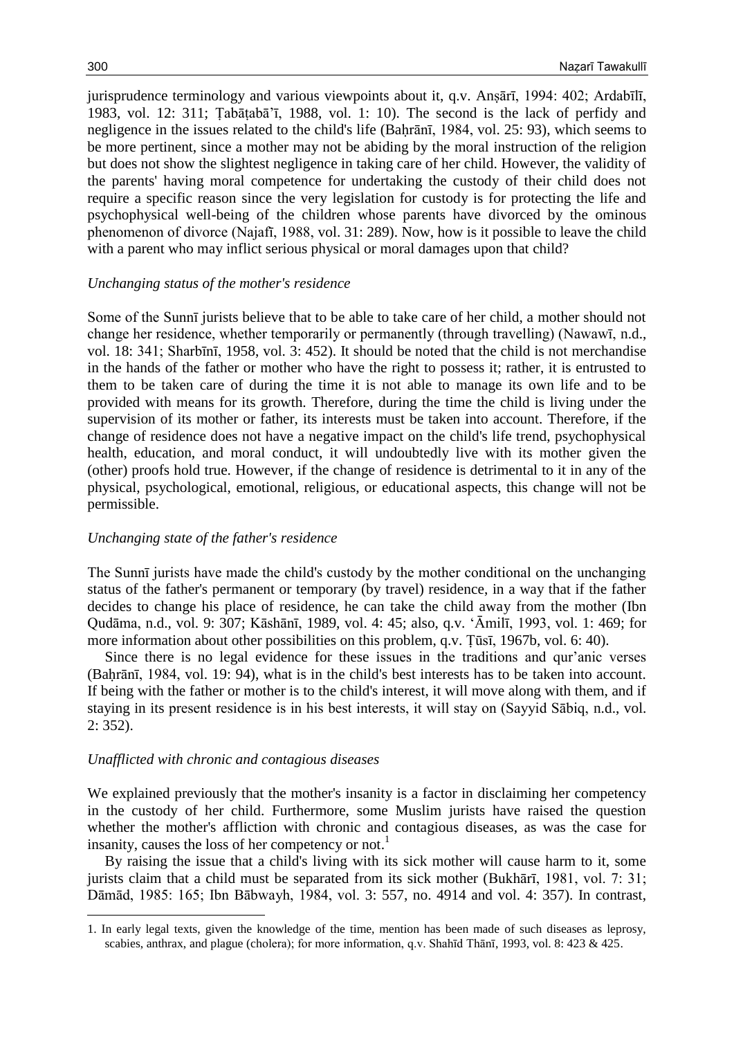jurisprudence terminology and various viewpoints about it, q.v. Anṣārī, 1994: 402; Ardabīlī, 1983, vol. 12: 311; Ṭabāṭabā'ī, 1988, vol. 1: 10). The second is the lack of perfidy and negligence in the issues related to the child's life (Baḥrānī, 1984, vol. 25: 93), which seems to be more pertinent, since a mother may not be abiding by the moral instruction of the religion but does not show the slightest negligence in taking care of her child. However, the validity of the parents' having moral competence for undertaking the custody of their child does not require a specific reason since the very legislation for custody is for protecting the life and psychophysical well-being of the children whose parents have divorced by the ominous phenomenon of divorce (Najafī, 1988, vol. 31: 289). Now, how is it possible to leave the child with a parent who may inflict serious physical or moral damages upon that child?

*Unchanging status of the mother's residence*

Some of the Sunnī jurists believe that to be able to take care of her child, a mother should not change her residence, whether temporarily or permanently (through travelling) (Nawawī, n.d., vol. 18: 341; Sharbīnī, 1958, vol. 3: 452). It should be noted that the child is not merchandise in the hands of the father or mother who have the right to possess it; rather, it is entrusted to them to be taken care of during the time it is not able to manage its own life and to be provided with means for its growth. Therefore, during the time the child is living under the supervision of its mother or father, its interests must be taken into account. Therefore, if the change of residence does not have a negative impact on the child's life trend, psychophysical health, education, and moral conduct, it will undoubtedly live with its mother given the (other) proofs hold true. However, if the change of residence is detrimental to it in any of the physical, psychological, emotional, religious, or educational aspects, this change will not be permissible.

*Unchanging state of the father's residence*

The Sunnī jurists have made the child's custody by the mother conditional on the unchanging status of the father's permanent or temporary (by travel) residence, in a way that if the father decides to change his place of residence, he can take the child away from the mother (Ibn Qudāma, n.d., vol. 9: 307; Kāshānī, 1989, vol. 4: 45; also, q.v. 'Āmilī, 1993, vol. 1: 469; for more information about other possibilities on this problem, q.v. Ṭūsī, 1967b, vol. 6: 40).

Since there is no legal evidence for these issues in the traditions and qur'anic verses (Baḥrānī, 1984, vol. 19: 94), what is in the child's best interests has to be taken into account. If being with the father or mother is to the child's interest, it will move along with them, and if staying in its present residence is in his best interests, it will stay on (Sayyid Sābiq, n.d., vol. 2: 352).

*Unafflicted with chronic and contagious diseases*

We explained previously that the mother's insanity is a factor in disclaiming her competency in the custody of her child. Furthermore, some Muslim jurists have raised the question whether the mother's affliction with chronic and contagious diseases, as was the case for insanity, causes the loss of her competency or not.[1]

By raising the issue that a child's living with its sick mother will cause harm to it, some jurists claim that a child must be separated from its sick mother (Bukhārī, 1981, vol. 7: 31; Dāmād, 1985: 165; Ibn Bābwayh, 1984, vol. 3: 557, no. 4914 and vol. 4: 357). In contrast,

1. In early legal texts, given the knowledge of the time, mention has been made of such diseases as leprosy, scabies, anthrax, and plague (cholera); for more information, q.v. Shahīd Thānī, 1993, vol. 8: 423 & 425.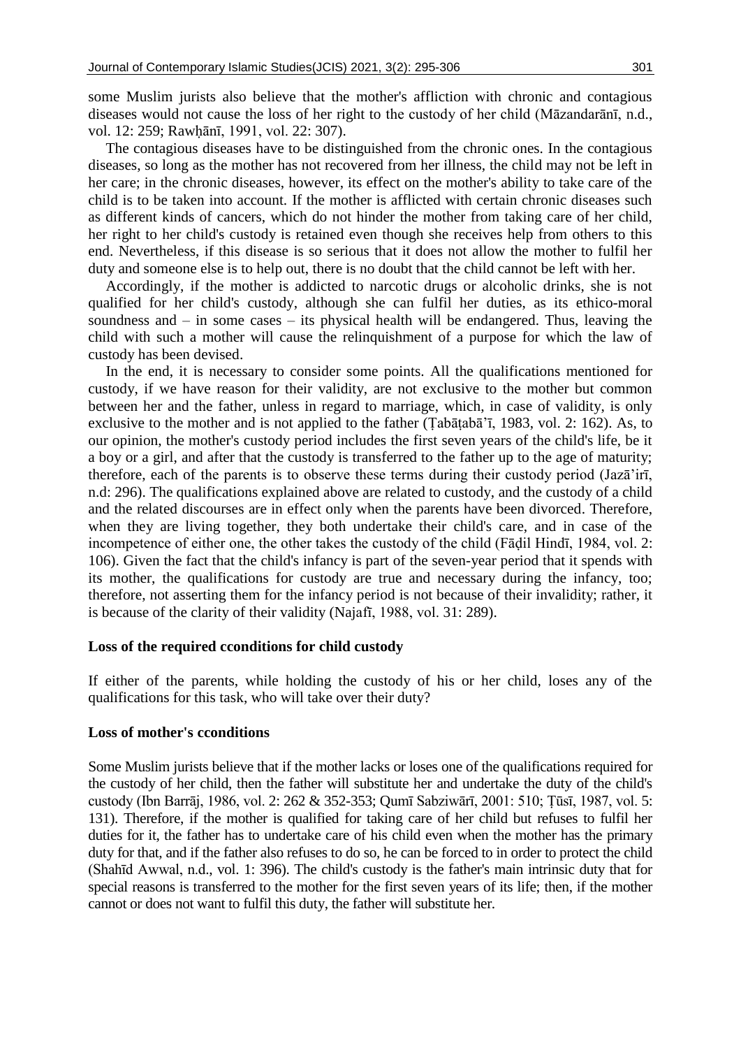some Muslim jurists also believe that the mother's affliction with chronic and contagious diseases would not cause the loss of her right to the custody of her child (Māzandarānī, n.d., vol. 12: 259; Rawḥānī, 1991, vol. 22: 307).

The contagious diseases have to be distinguished from the chronic ones. In the contagious diseases, so long as the mother has not recovered from her illness, the child may not be left in her care; in the chronic diseases, however, its effect on the mother's ability to take care of the child is to be taken into account. If the mother is afflicted with certain chronic diseases such as different kinds of cancers, which do not hinder the mother from taking care of her child, her right to her child's custody is retained even though she receives help from others to this end. Nevertheless, if this disease is so serious that it does not allow the mother to fulfil her duty and someone else is to help out, there is no doubt that the child cannot be left with her.

Accordingly, if the mother is addicted to narcotic drugs or alcoholic drinks, she is not qualified for her child's custody, although she can fulfil her duties, as its ethico-moral soundness and – in some cases – its physical health will be endangered. Thus, leaving the child with such a mother will cause the relinquishment of a purpose for which the law of custody has been devised.

In the end, it is necessary to consider some points. All the qualifications mentioned for custody, if we have reason for their validity, are not exclusive to the mother but common between her and the father, unless in regard to marriage, which, in case of validity, is only exclusive to the mother and is not applied to the father (Ṭabāṭabā'ī, 1983, vol. 2: 162). As, to our opinion, the mother's custody period includes the first seven years of the child's life, be it a boy or a girl, and after that the custody is transferred to the father up to the age of maturity; therefore, each of the parents is to observe these terms during their custody period (Jazā'irī, n.d: 296). The qualifications explained above are related to custody, and the custody of a child and the related discourses are in effect only when the parents have been divorced. Therefore, when they are living together, they both undertake their child's care, and in case of the incompetence of either one, the other takes the custody of the child (Fāḍil Hindī, 1984, vol. 2: 106). Given the fact that the child's infancy is part of the seven-year period that it spends with its mother, the qualifications for custody are true and necessary during the infancy, too; therefore, not asserting them for the infancy period is not because of their invalidity; rather, it is because of the clarity of their validity (Najafī, 1988, vol. 31: 289).

## Loss of the required cconditions for child custody

If either of the parents, while holding the custody of his or her child, loses any of the qualifications for this task, who will take over their duty?

### Loss of mother's cconditions

Some Muslim jurists believe that if the mother lacks or loses one of the qualifications required for the custody of her child, then the father will substitute her and undertake the duty of the child's custody (Ibn Barrāj, 1986, vol. 2: 262 & 352-353; Qumī Sabziwārī, 2001: 510; Ṭūsī, 1987, vol. 5: 131). Therefore, if the mother is qualified for taking care of her child but refuses to fulfil her duties for it, the father has to undertake care of his child even when the mother has the primary duty for that, and if the father also refuses to do so, he can be forced to in order to protect the child (Shahīd Awwal, n.d., vol. 1: 396). The child's custody is the father's main intrinsic duty that for special reasons is transferred to the mother for the first seven years of its life; then, if the mother cannot or does not want to fulfil this duty, the father will substitute her.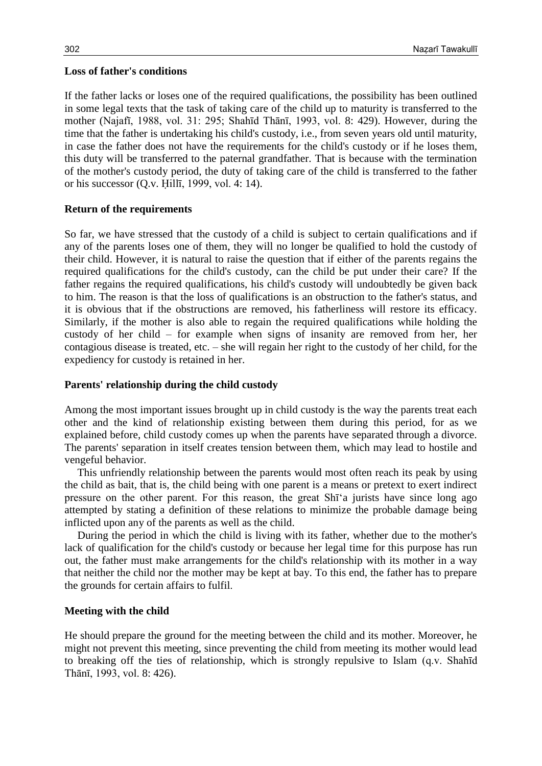### Loss of father's conditions

If the father lacks or loses one of the required qualifications, the possibility has been outlined in some legal texts that the task of taking care of the child up to maturity is transferred to the mother (Najafī, 1988, vol. 31: 295; Shahīd Thānī, 1993, vol. 8: 429). However, during the time that the father is undertaking his child's custody, i.e., from seven years old until maturity, in case the father does not have the requirements for the child's custody or if he loses them, this duty will be transferred to the paternal grandfather. That is because with the termination of the mother's custody period, the duty of taking care of the child is transferred to the father or his successor (Q.v. Ḥillī, 1999, vol. 4: 14).

### Return of the requirements

So far, we have stressed that the custody of a child is subject to certain qualifications and if any of the parents loses one of them, they will no longer be qualified to hold the custody of their child. However, it is natural to raise the question that if either of the parents regains the required qualifications for the child's custody, can the child be put under their care? If the father regains the required qualifications, his child's custody will undoubtedly be given back to him. The reason is that the loss of qualifications is an obstruction to the father's status, and it is obvious that if the obstructions are removed, his fatherliness will restore its efficacy. Similarly, if the mother is also able to regain the required qualifications while holding the custody of her child – for example when signs of insanity are removed from her, her contagious disease is treated, etc. – she will regain her right to the custody of her child, for the expediency for custody is retained in her.

### Parents' relationship during the child custody

Among the most important issues brought up in child custody is the way the parents treat each other and the kind of relationship existing between them during this period, for as we explained before, child custody comes up when the parents have separated through a divorce. The parents' separation in itself creates tension between them, which may lead to hostile and vengeful behavior.

This unfriendly relationship between the parents would most often reach its peak by using the child as bait, that is, the child being with one parent is a means or pretext to exert indirect pressure on the other parent. For this reason, the great Shī'a jurists have since long ago attempted by stating a definition of these relations to minimize the probable damage being inflicted upon any of the parents as well as the child.

During the period in which the child is living with its father, whether due to the mother's lack of qualification for the child's custody or because her legal time for this purpose has run out, the father must make arrangements for the child's relationship with its mother in a way that neither the child nor the mother may be kept at bay. To this end, the father has to prepare the grounds for certain affairs to fulfil.

### Meeting with the child

He should prepare the ground for the meeting between the child and its mother. Moreover, he might not prevent this meeting, since preventing the child from meeting its mother would lead to breaking off the ties of relationship, which is strongly repulsive to Islam (q.v. Shahīd Thānī, 1993, vol. 8: 426).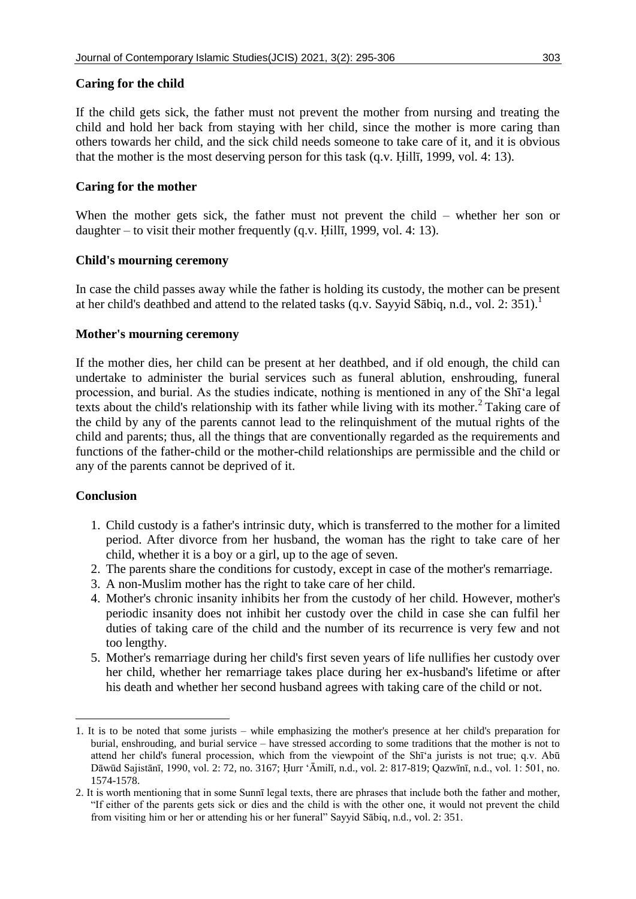### Caring for the child

If the child gets sick, the father must not prevent the mother from nursing and treating the child and hold her back from staying with her child, since the mother is more caring than others towards her child, and the sick child needs someone to take care of it, and it is obvious that the mother is the most deserving person for this task (q.v. Ḥillī, 1999, vol. 4: 13).

### Caring for the mother

When the mother gets sick, the father must not prevent the child – whether her son or daughter – to visit their mother frequently (q.v. Ḥillī, 1999, vol. 4: 13).

### Child's mourning ceremony

In case the child passes away while the father is holding its custody, the mother can be present at her child's deathbed and attend to the related tasks (q.v. Sayyid Sābiq, n.d., vol. 2: 351).[1]

### Mother's mourning ceremony

If the mother dies, her child can be present at her deathbed, and if old enough, the child can undertake to administer the burial services such as funeral ablution, enshrouding, funeral procession, and burial. As the studies indicate, nothing is mentioned in any of the Shī'a legal texts about the child's relationship with its father while living with its mother.[2] Taking care of the child by any of the parents cannot lead to the relinquishment of the mutual rights of the child and parents; thus, all the things that are conventionally regarded as the requirements and functions of the father-child or the mother-child relationships are permissible and the child or any of the parents cannot be deprived of it.

### Conclusion

1. Child custody is a father's intrinsic duty, which is transferred to the mother for a limited period. After divorce from her husband, the woman has the right to take care of her child, whether it is a boy or a girl, up to the age of seven.
2. The parents share the conditions for custody, except in case of the mother's remarriage.
3. A non-Muslim mother has the right to take care of her child.
4. Mother's chronic insanity inhibits her from the custody of her child. However, mother's periodic insanity does not inhibit her custody over the child in case she can fulfil her duties of taking care of the child and the number of its recurrence is very few and not too lengthy.
5. Mother's remarriage during her child's first seven years of life nullifies her custody over her child, whether her remarriage takes place during her ex-husband's lifetime or after his death and whether her second husband agrees with taking care of the child or not.

---

1. It is to be noted that some jurists – while emphasizing the mother's presence at her child's preparation for burial, enshrouding, and burial service – have stressed according to some traditions that the mother is not to attend her child's funeral procession, which from the viewpoint of the Shī'a jurists is not true; q.v. Abū Dāwūd Sajistānī, 1990, vol. 2: 72, no. 3167; Ḥurr 'Āmilī, n.d., vol. 2: 817-819; Qazwīnī, n.d., vol. 1: 501, no. 1574-1578.
2. It is worth mentioning that in some Sunnī legal texts, there are phrases that include both the father and mother, "If either of the parents gets sick or dies and the child is with the other one, it would not prevent the child from visiting him or her or attending his or her funeral" Sayyid Sābiq, n.d., vol. 2: 351.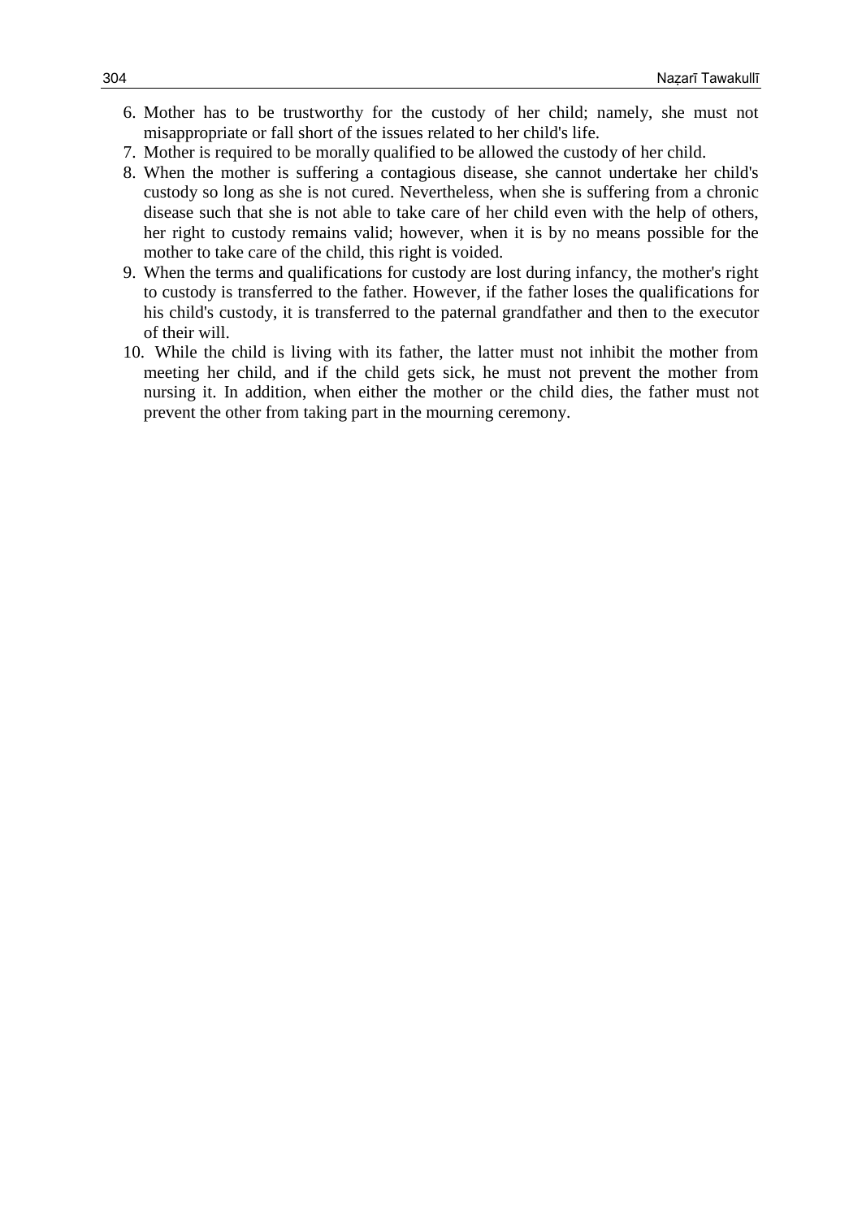6. Mother has to be trustworthy for the custody of her child; namely, she must not misappropriate or fall short of the issues related to her child's life.
7. Mother is required to be morally qualified to be allowed the custody of her child.
8. When the mother is suffering a contagious disease, she cannot undertake her child's custody so long as she is not cured. Nevertheless, when she is suffering from a chronic disease such that she is not able to take care of her child even with the help of others, her right to custody remains valid; however, when it is by no means possible for the mother to take care of the child, this right is voided.
9. When the terms and qualifications for custody are lost during infancy, the mother's right to custody is transferred to the father. However, if the father loses the qualifications for his child's custody, it is transferred to the paternal grandfather and then to the executor of their will.
10. While the child is living with its father, the latter must not inhibit the mother from meeting her child, and if the child gets sick, he must not prevent the mother from nursing it. In addition, when either the mother or the child dies, the father must not prevent the other from taking part in the mourning ceremony.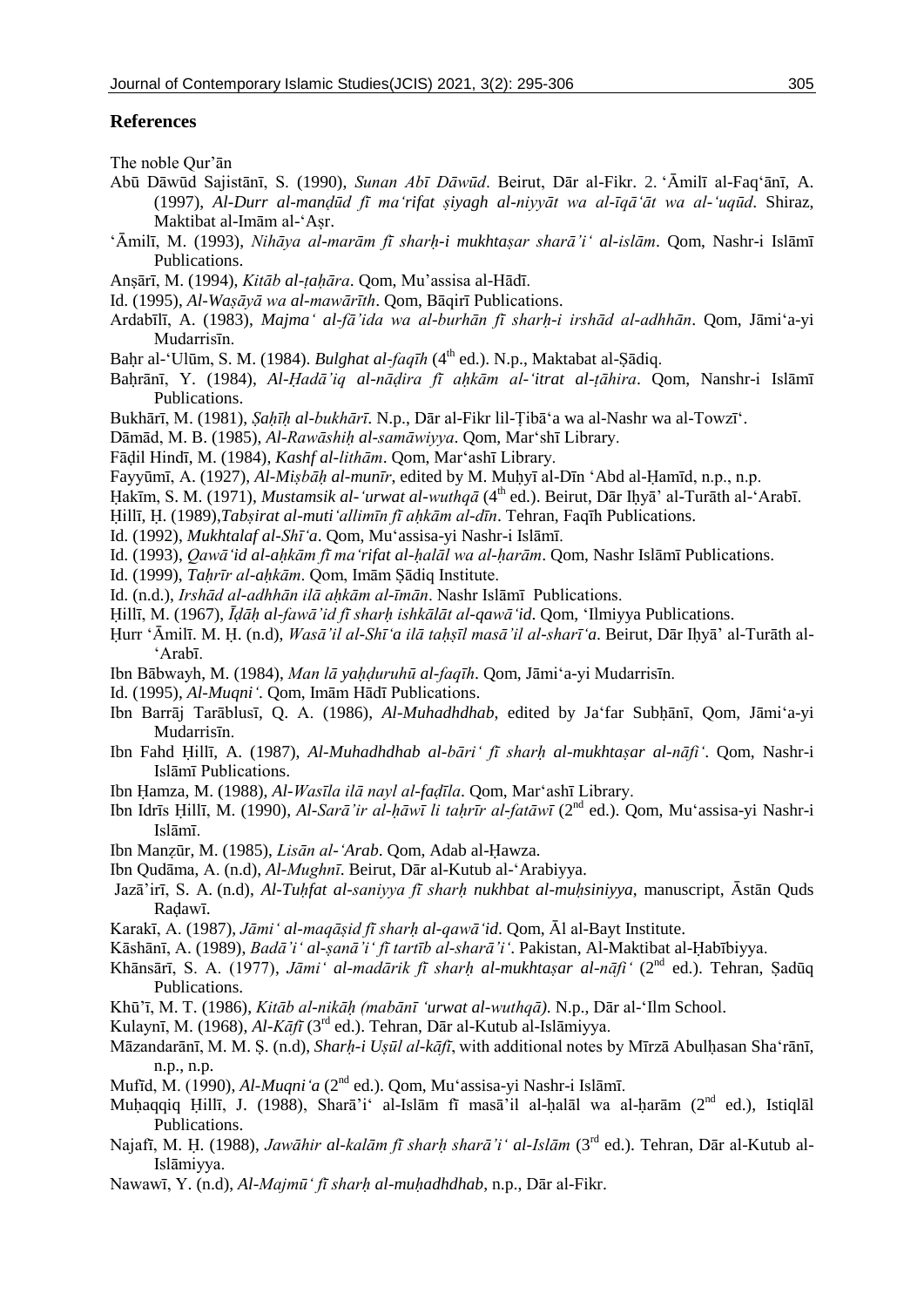## References

The noble Qur'ān

Abū Dāwūd Sajistānī, S. (1990), *Sunan Abī Dāwūd*. Beirut, Dār al-Fikr. 2. ʻĀmilī al-Faqʻānī, A. (1997), *Al-Durr al-manḍūd fī maʻrifat ṣiyagh al-niyyāt wa al-īqāʻāt wa al-ʻuqūd*. Shiraz, Maktibat al-Imām al-ʻAṣr.

ʻĀmilī, M. (1993), *Nihāya al-marām fī sharḥ-i mukhtaṣar sharāʼiʻ al-islām*. Qom, Nashr-i Islāmī Publications.

Anṣārī, M. (1994), *Kitāb al-ṭaḥāra*. Qom, Mu'assisa al-Hādī.

Id. (1995), *Al-Waṣāyā wa al-mawārīth*. Qom, Bāqirī Publications.

Ardabīlī, A. (1983), *Majmaʻ al-fā'ida wa al-burhān fī sharḥ-i irshād al-adhhān*. Qom, Jāmiʻa-yi Mudarrisīn.

Baḥr al-ʻUlūm, S. M. (1984). *Bulghat al-faqīh* (4th ed.). N.p., Maktabat al-Ṣādiq.

Baḥrānī, Y. (1984), *Al-Ḥadā'iq al-nāḍira fī aḥkām al-ʻitrat al-ṭāhira*. Qom, Nanshr-i Islāmī Publications.

Bukhārī, M. (1981), *Ṣaḥīḥ al-bukhārī*. N.p., Dār al-Fikr lil-Ṭibāʻa wa al-Nashr wa al-Towzīʻ.

Dāmād, M. B. (1985), *Al-Rawāshiḥ al-samāwiyya*. Qom, Mar'shī Library.

Fāḍil Hindī, M. (1984), *Kashf al-lithām*. Qom, Marʻashī Library.

Fayyūmī, A. (1927), *Al-Miṣbāḥ al-munīr*, edited by M. Muḥyī al-Dīn ʻAbd al-Ḥamīd, n.p., n.p.

Ḥakīm, S. M. (1971), *Mustamsik al-ʻurwat al-wuthqā* (4th ed.). Beirut, Dār Iḥyā' al-Turāth al-ʻArabī.

Ḥillī, Ḥ. (1989),*Tabṣirat al-mutiʻallimīn fī aḥkām al-dīn*. Tehran, Faqīh Publications.

Id. (1992), *Mukhtalaf al-Shīʻa*. Qom, Muʻassisa-yi Nashr-i Islāmī.

Id. (1993), *Qawāʻid al-aḥkām fī maʻrifat al-ḥalāl wa al-ḥarām*. Qom, Nashr Islāmī Publications.

Id. (1999), *Taḥrīr al-aḥkām*. Qom, Imām Ṣādiq Institute.

Id. (n.d.), *Irshād al-adhhān ilā aḥkām al-īmān*. Nashr Islāmī Publications.

Ḥillī, M. (1967), *Īḍāḥ al-fawā'id fī sharḥ ishkālāt al-qawāʻid*. Qom, ʻIlmiyya Publications.

Ḥurr ʻĀmilī. M. Ḥ. (n.d), *Wasā'il al-Shīʻa ilā taḥṣīl masā'il al-sharīʻa*. Beirut, Dār Iḥyā' al-Turāth al-ʻArabī.

Ibn Bābwayh, M. (1984), *Man lā yaḥḍuruhū al-faqīh*. Qom, Jāmiʻa-yi Mudarrisīn.

Id. (1995), *Al-Muqniʻ*. Qom, Imām Hādī Publications.

Ibn Barrāj Tarāblusī, Q. A. (1986), *Al-Muhadhdhab*, edited by Jaʻfar Subḥānī, Qom, Jāmiʻa-yi Mudarrisīn.

Ibn Fahd Ḥillī, A. (1987), *Al-Muhadhdhab al-bāriʻ fī sharḥ al-mukhtaṣar al-nāfiʻ*. Qom, Nashr-i Islāmī Publications.

Ibn Ḥamza, M. (1988), *Al-Wasīla ilā nayl al-faḍīla*. Qom, Marʻashī Library.

Ibn Idrīs Ḥillī, M. (1990), *Al-Sarā'ir al-ḥāwī li taḥrīr al-fatāwī* (2nd ed.). Qom, Muʻassisa-yi Nashr-i Islāmī.

Ibn Manẓūr, M. (1985), *Lisān al-ʻArab*. Qom, Adab al-Ḥawza.

Ibn Qudāma, A. (n.d), *Al-Mughnī*. Beirut, Dār al-Kutub al-ʻArabiyya.

Jazā'irī, S. A. (n.d), *Al-Tuḥfat al-saniyya fī sharḥ nukhbat al-muḥsiniyya*, manuscript, Āstān Quds Raḍawī.

Karakī, A. (1987), *Jāmiʻ al-maqāṣid fī sharḥ al-qawāʻid*. Qom, Āl al-Bayt Institute.

Kāshānī, A. (1989), *Badā'iʻ al-ṣanāʻ fī tartīb al-sharā'iʻ*. Pakistan, Al-Maktibat al-Ḥabībiyya.

Khānsārī, S. A. (1977), *Jāmiʻ al-madārik fī sharḥ al-mukhtaṣar al-nāfiʻ* (2nd ed.). Tehran, Ṣadūq Publications.

Khū'ī, M. T. (1986), *Kitāb al-nikāḥ (mabānī ʻurwat al-wuthqā)*. N.p., Dār al-ʻIlm School.

Kulaynī, M. (1968), *Al-Kāfī* (3rd ed.). Tehran, Dār al-Kutub al-Islāmiyya.

Māzandarānī, M. M. Ṣ. (n.d), *Sharḥ-i Uṣūl al-kāfī*, with additional notes by Mīrzā Abulḥasan Shaʻrānī, n.p., n.p.

Mufīd, M. (1990), *Al-Muqniʻa* (2nd ed.). Qom, Muʻassisa-yi Nashr-i Islāmī.

Muḥaqqiq Ḥillī, J. (1988), Sharā'iʻ al-Islām fī masā'il al-ḥalāl wa al-ḥarām (2nd ed.), Istiqlāl Publications.

Najafī, M. Ḥ. (1988), *Jawāhir al-kalām fī sharḥ sharā'iʻ al-Islām* (3rd ed.). Tehran, Dār al-Kutub al-Islāmiyya.

Nawawī, Y. (n.d), *Al-Majmūʻ fī sharḥ al-muḥadhdhab*, n.p., Dār al-Fikr.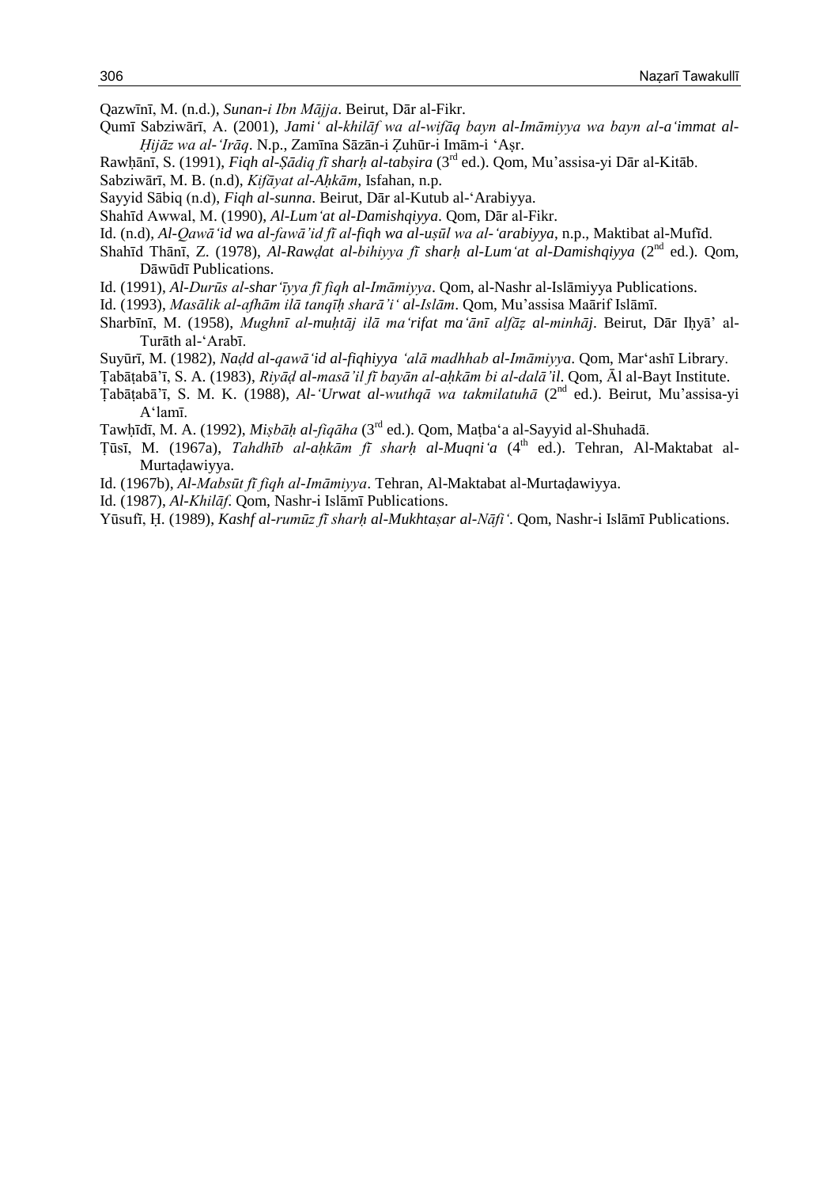Qazwīnī, M. (n.d.), *Sunan-i Ibn Mājja*. Beirut, Dār al-Fikr.

Qumī Sabziwārī, A. (2001), *Jami' al-khilāf wa al-wifāq bayn al-Imāmiyya wa bayn al-a'immat al-Ḥijāz wa al-'Irāq*. N.p., Zamīna Sāzān-i Ẓuhūr-i Imām-i 'Aṣr.

Rawḥānī, S. (1991), *Fiqh al-Ṣādiq fī sharḥ al-tabṣira* (3rd ed.). Qom, Mu'assisa-yi Dār al-Kitāb.

Sabziwārī, M. B. (n.d), *Kifāyat al-Aḥkām*, Isfahan, n.p.

Sayyid Sābiq (n.d), *Fiqh al-sunna*. Beirut, Dār al-Kutub al-'Arabiyya.

Shahīd Awwal, M. (1990), *Al-Lum'at al-Damishqiyya*. Qom, Dār al-Fikr.

Id. (n.d), *Al-Qawā'id wa al-fawā'id fī al-fiqh wa al-uṣūl wa al-'arabiyya*, n.p., Maktibat al-Mufīd.

Shahīd Thānī, Z. (1978), *Al-Rawḍat al-bihiyya fī sharḥ al-Lum'at al-Damishqiyya* (2nd ed.). Qom, Dāwūdī Publications.

Id. (1991), *Al-Durūs al-shar'īyya fī fiqh al-Imāmiyya*. Qom, al-Nashr al-Islāmiyya Publications.

Id. (1993), *Masālik al-afhām ilā tanqīḥ sharā'i' al-Islām*. Qom, Mu'assisa Maārif Islāmī.

Sharbīnī, M. (1958), *Mughnī al-muḥtāj ilā ma'rifat ma'ānī alfāẓ al-minhāj*. Beirut, Dār Iḥyā' al-Turāth al-'Arabī.

Suyūrī, M. (1982), *Naḍd al-qawā'id al-fiqhiyya 'alā madhhab al-Imāmiyya*. Qom, Mar'ashī Library.

Ṭabāṭabā'ī, S. A. (1983), *Riyāḍ al-masā'il fī bayān al-aḥkām bi al-dalā'il*. Qom, Āl al-Bayt Institute.

Ṭabāṭabā'ī, S. M. K. (1988), *Al-'Urwat al-wuthqā wa takmilatuhā* (2nd ed.). Beirut, Mu'assisa-yi A'lamī.

Tawḥīdī, M. A. (1992), *Miṣbāḥ al-fiqāha* (3rd ed.). Qom, Maṭba'a al-Sayyid al-Shuhadā.

Ṭūsī, M. (1967a), *Tahdhīb al-aḥkām fī sharḥ al-Muqni'a* (4th ed.). Tehran, Al-Maktabat al-Murtaḍawiyya.

Id. (1967b), *Al-Mabsūt fī fiqh al-Imāmiyya*. Tehran, Al-Maktabat al-Murtaḍawiyya.

Id. (1987), *Al-Khilāf*. Qom, Nashr-i Islāmī Publications.

Yūsufī, Ḥ. (1989), *Kashf al-rumūz fī sharḥ al-Mukhtaṣar al-Nāfi'*. Qom, Nashr-i Islāmī Publications.